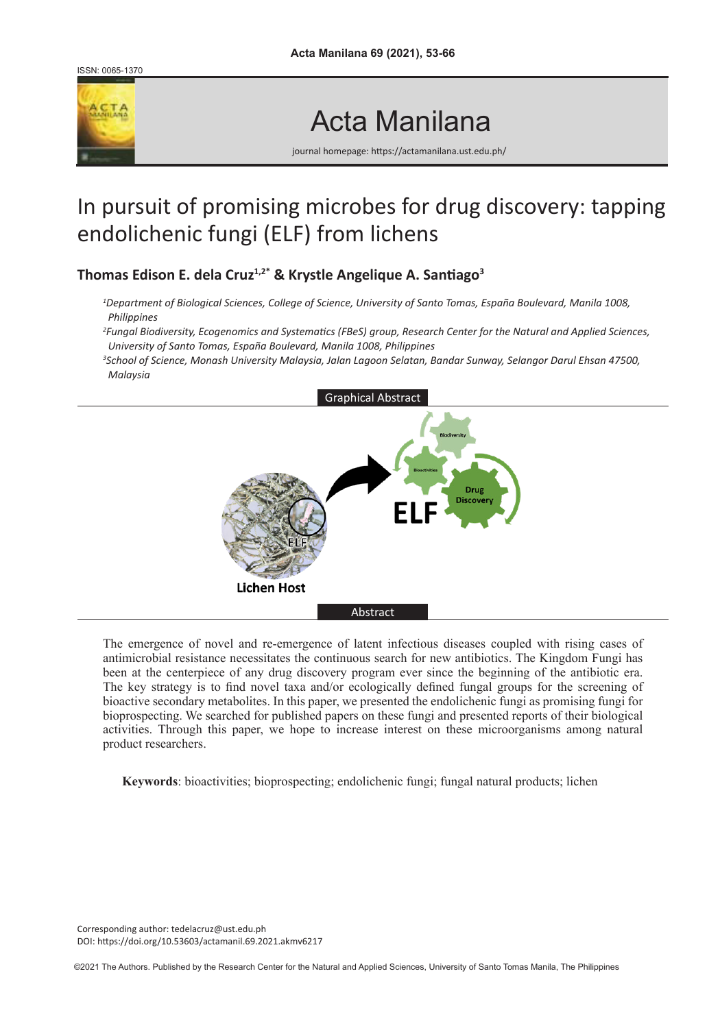ISSN: 0065-1370

# Acta Manilana

journal homepage: https://actamanilana.ust.edu.ph/

# In pursuit of promising microbes for drug discovery: tapping endolichenic fungi (ELF) from lichens

**Thomas Edison E. dela Cruz[1,2*] & Krystle Angelique A. Santiago[3]**

*[1]Department of Biological Sciences, College of Science, University of Santo Tomas, España Boulevard, Manila 1008, Philippines*

*[2]Fungal Biodiversity, Ecogenomics and Systematics (FBeS) group, Research Center for the Natural and Applied Sciences, University of Santo Tomas, España Boulevard, Manila 1008, Philippines*

*[3]School of Science, Monash University Malaysia, Jalan Lagoon Selatan, Bandar Sunway, Selangor Darul Ehsan 47500, Malaysia*

## Graphical Abstract

## Abstract

The emergence of novel and re-emergence of latent infectious diseases coupled with rising cases of antimicrobial resistance necessitates the continuous search for new antibiotics. The Kingdom Fungi has been at the centerpiece of any drug discovery program ever since the beginning of the antibiotic era. The key strategy is to find novel taxa and/or ecologically defined fungal groups for the screening of bioactive secondary metabolites. In this paper, we presented the endolichenic fungi as promising fungi for bioprospecting. We searched for published papers on these fungi and presented reports of their biological activities. Through this paper, we hope to increase interest on these microorganisms among natural product researchers.

**Keywords**: bioactivities; bioprospecting; endolichenic fungi; fungal natural products; lichen

Corresponding author: tedelacruz@ust.edu.ph
DOI: https://doi.org/10.53603/actamanil.69.2021.akmv6217

©2021 The Authors. Published by the Research Center for the Natural and Applied Sciences, University of Santo Tomas Manila, The Philippines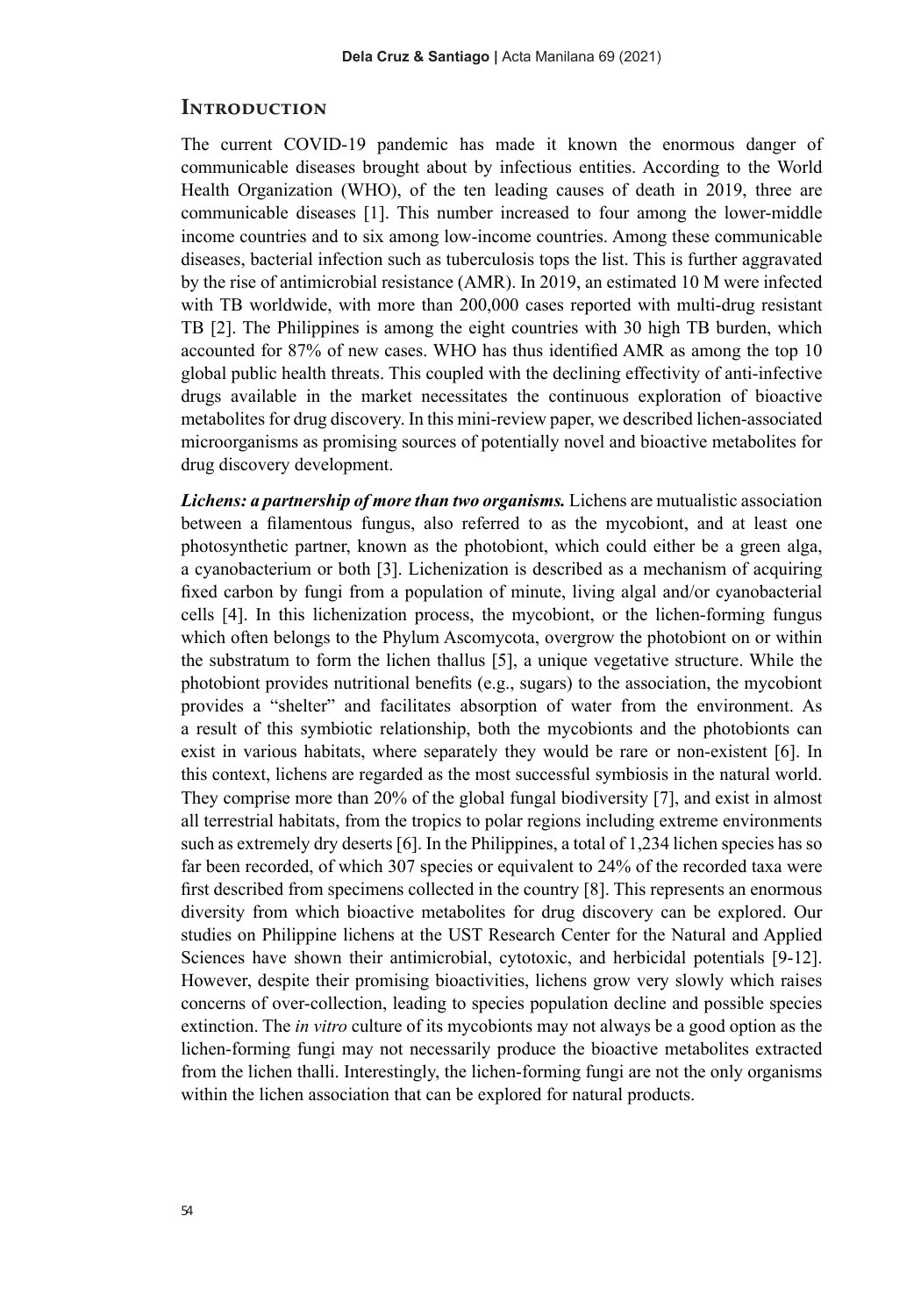## Introduction

The current COVID-19 pandemic has made it known the enormous danger of communicable diseases brought about by infectious entities. According to the World Health Organization (WHO), of the ten leading causes of death in 2019, three are communicable diseases [1]. This number increased to four among the lower-middle income countries and to six among low-income countries. Among these communicable diseases, bacterial infection such as tuberculosis tops the list. This is further aggravated by the rise of antimicrobial resistance (AMR). In 2019, an estimated 10 M were infected with TB worldwide, with more than 200,000 cases reported with multi-drug resistant TB [2]. The Philippines is among the eight countries with 30 high TB burden, which accounted for 87% of new cases. WHO has thus identified AMR as among the top 10 global public health threats. This coupled with the declining effectivity of anti-infective drugs available in the market necessitates the continuous exploration of bioactive metabolites for drug discovery. In this mini-review paper, we described lichen-associated microorganisms as promising sources of potentially novel and bioactive metabolites for drug discovery development.

***Lichens: a partnership of more than two organisms.*** Lichens are mutualistic association between a filamentous fungus, also referred to as the mycobiont, and at least one photosynthetic partner, known as the photobiont, which could either be a green alga, a cyanobacterium or both [3]. Lichenization is described as a mechanism of acquiring fixed carbon by fungi from a population of minute, living algal and/or cyanobacterial cells [4]. In this lichenization process, the mycobiont, or the lichen-forming fungus which often belongs to the Phylum Ascomycota, overgrow the photobiont on or within the substratum to form the lichen thallus [5], a unique vegetative structure. While the photobiont provides nutritional benefits (e.g., sugars) to the association, the mycobiont provides a "shelter" and facilitates absorption of water from the environment. As a result of this symbiotic relationship, both the mycobionts and the photobionts can exist in various habitats, where separately they would be rare or non-existent [6]. In this context, lichens are regarded as the most successful symbiosis in the natural world. They comprise more than 20% of the global fungal biodiversity [7], and exist in almost all terrestrial habitats, from the tropics to polar regions including extreme environments such as extremely dry deserts [6]. In the Philippines, a total of 1,234 lichen species has so far been recorded, of which 307 species or equivalent to 24% of the recorded taxa were first described from specimens collected in the country [8]. This represents an enormous diversity from which bioactive metabolites for drug discovery can be explored. Our studies on Philippine lichens at the UST Research Center for the Natural and Applied Sciences have shown their antimicrobial, cytotoxic, and herbicidal potentials [9-12]. However, despite their promising bioactivities, lichens grow very slowly which raises concerns of over-collection, leading to species population decline and possible species extinction. The *in vitro* culture of its mycobionts may not always be a good option as the lichen-forming fungi may not necessarily produce the bioactive metabolites extracted from the lichen thalli. Interestingly, the lichen-forming fungi are not the only organisms within the lichen association that can be explored for natural products.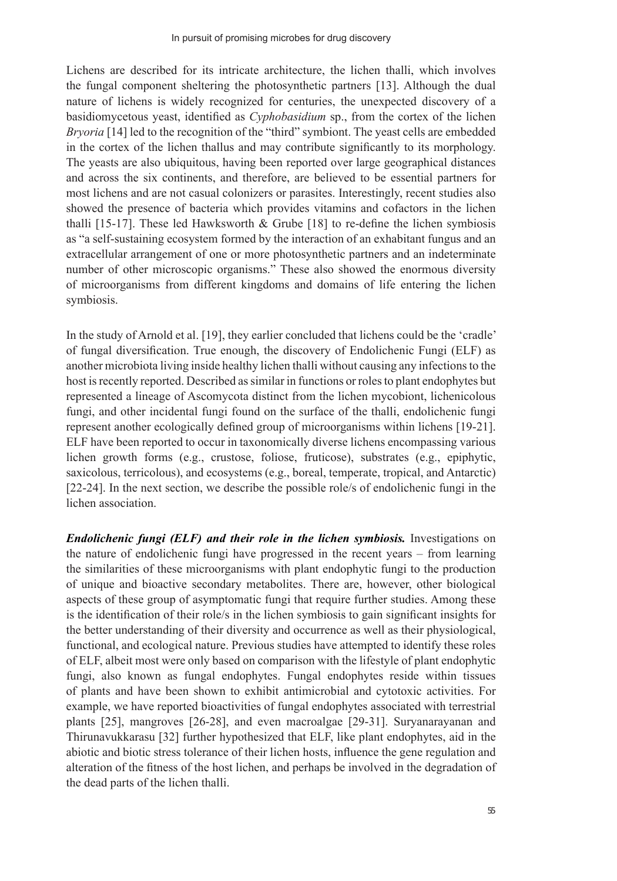Lichens are described for its intricate architecture, the lichen thalli, which involves the fungal component sheltering the photosynthetic partners [13]. Although the dual nature of lichens is widely recognized for centuries, the unexpected discovery of a basidiomycetous yeast, identified as *Cyphobasidium* sp., from the cortex of the lichen *Bryoria* [14] led to the recognition of the "third" symbiont. The yeast cells are embedded in the cortex of the lichen thallus and may contribute significantly to its morphology. The yeasts are also ubiquitous, having been reported over large geographical distances and across the six continents, and therefore, are believed to be essential partners for most lichens and are not casual colonizers or parasites. Interestingly, recent studies also showed the presence of bacteria which provides vitamins and cofactors in the lichen thalli [15-17]. These led Hawksworth & Grube [18] to re-define the lichen symbiosis as "a self-sustaining ecosystem formed by the interaction of an exhabitant fungus and an extracellular arrangement of one or more photosynthetic partners and an indeterminate number of other microscopic organisms." These also showed the enormous diversity of microorganisms from different kingdoms and domains of life entering the lichen symbiosis.

In the study of Arnold et al. [19], they earlier concluded that lichens could be the 'cradle' of fungal diversification. True enough, the discovery of Endolichenic Fungi (ELF) as another microbiota living inside healthy lichen thalli without causing any infections to the host is recently reported. Described as similar in functions or roles to plant endophytes but represented a lineage of Ascomycota distinct from the lichen mycobiont, lichenicolous fungi, and other incidental fungi found on the surface of the thalli, endolichenic fungi represent another ecologically defined group of microorganisms within lichens [19-21]. ELF have been reported to occur in taxonomically diverse lichens encompassing various lichen growth forms (e.g., crustose, foliose, fruticose), substrates (e.g., epiphytic, saxicolous, terricolous), and ecosystems (e.g., boreal, temperate, tropical, and Antarctic) [22-24]. In the next section, we describe the possible role/s of endolichenic fungi in the lichen association.

***Endolichenic fungi (ELF) and their role in the lichen symbiosis.*** Investigations on the nature of endolichenic fungi have progressed in the recent years – from learning the similarities of these microorganisms with plant endophytic fungi to the production of unique and bioactive secondary metabolites. There are, however, other biological aspects of these group of asymptomatic fungi that require further studies. Among these is the identification of their role/s in the lichen symbiosis to gain significant insights for the better understanding of their diversity and occurrence as well as their physiological, functional, and ecological nature. Previous studies have attempted to identify these roles of ELF, albeit most were only based on comparison with the lifestyle of plant endophytic fungi, also known as fungal endophytes. Fungal endophytes reside within tissues of plants and have been shown to exhibit antimicrobial and cytotoxic activities. For example, we have reported bioactivities of fungal endophytes associated with terrestrial plants [25], mangroves [26-28], and even macroalgae [29-31]. Suryanarayanan and Thirunavukkarasu [32] further hypothesized that ELF, like plant endophytes, aid in the abiotic and biotic stress tolerance of their lichen hosts, influence the gene regulation and alteration of the fitness of the host lichen, and perhaps be involved in the degradation of the dead parts of the lichen thalli.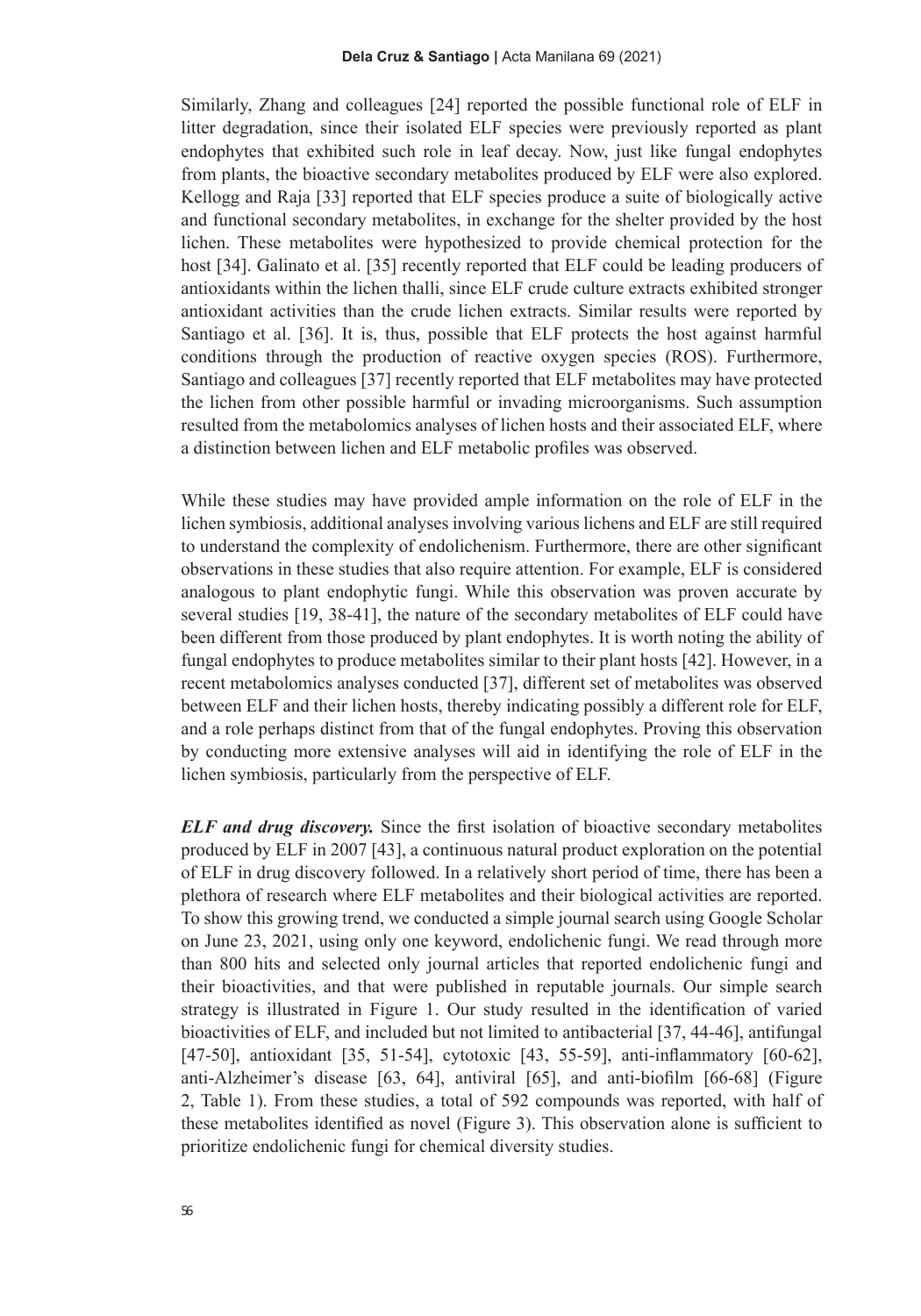Similarly, Zhang and colleagues [24] reported the possible functional role of ELF in litter degradation, since their isolated ELF species were previously reported as plant endophytes that exhibited such role in leaf decay. Now, just like fungal endophytes from plants, the bioactive secondary metabolites produced by ELF were also explored. Kellogg and Raja [33] reported that ELF species produce a suite of biologically active and functional secondary metabolites, in exchange for the shelter provided by the host lichen. These metabolites were hypothesized to provide chemical protection for the host [34]. Galinato et al. [35] recently reported that ELF could be leading producers of antioxidants within the lichen thalli, since ELF crude culture extracts exhibited stronger antioxidant activities than the crude lichen extracts. Similar results were reported by Santiago et al. [36]. It is, thus, possible that ELF protects the host against harmful conditions through the production of reactive oxygen species (ROS). Furthermore, Santiago and colleagues [37] recently reported that ELF metabolites may have protected the lichen from other possible harmful or invading microorganisms. Such assumption resulted from the metabolomics analyses of lichen hosts and their associated ELF, where a distinction between lichen and ELF metabolic profiles was observed.

While these studies may have provided ample information on the role of ELF in the lichen symbiosis, additional analyses involving various lichens and ELF are still required to understand the complexity of endolichenism. Furthermore, there are other significant observations in these studies that also require attention. For example, ELF is considered analogous to plant endophytic fungi. While this observation was proven accurate by several studies [19, 38-41], the nature of the secondary metabolites of ELF could have been different from those produced by plant endophytes. It is worth noting the ability of fungal endophytes to produce metabolites similar to their plant hosts [42]. However, in a recent metabolomics analyses conducted [37], different set of metabolites was observed between ELF and their lichen hosts, thereby indicating possibly a different role for ELF, and a role perhaps distinct from that of the fungal endophytes. Proving this observation by conducting more extensive analyses will aid in identifying the role of ELF in the lichen symbiosis, particularly from the perspective of ELF.

***ELF and drug discovery.*** Since the first isolation of bioactive secondary metabolites produced by ELF in 2007 [43], a continuous natural product exploration on the potential of ELF in drug discovery followed. In a relatively short period of time, there has been a plethora of research where ELF metabolites and their biological activities are reported. To show this growing trend, we conducted a simple journal search using Google Scholar on June 23, 2021, using only one keyword, endolichenic fungi. We read through more than 800 hits and selected only journal articles that reported endolichenic fungi and their bioactivities, and that were published in reputable journals. Our simple search strategy is illustrated in Figure 1. Our study resulted in the identification of varied bioactivities of ELF, and included but not limited to antibacterial [37, 44-46], antifungal [47-50], antioxidant [35, 51-54], cytotoxic [43, 55-59], anti-inflammatory [60-62], anti-Alzheimer's disease [63, 64], antiviral [65], and anti-biofilm [66-68] (Figure 2, Table 1). From these studies, a total of 592 compounds was reported, with half of these metabolites identified as novel (Figure 3). This observation alone is sufficient to prioritize endolichenic fungi for chemical diversity studies.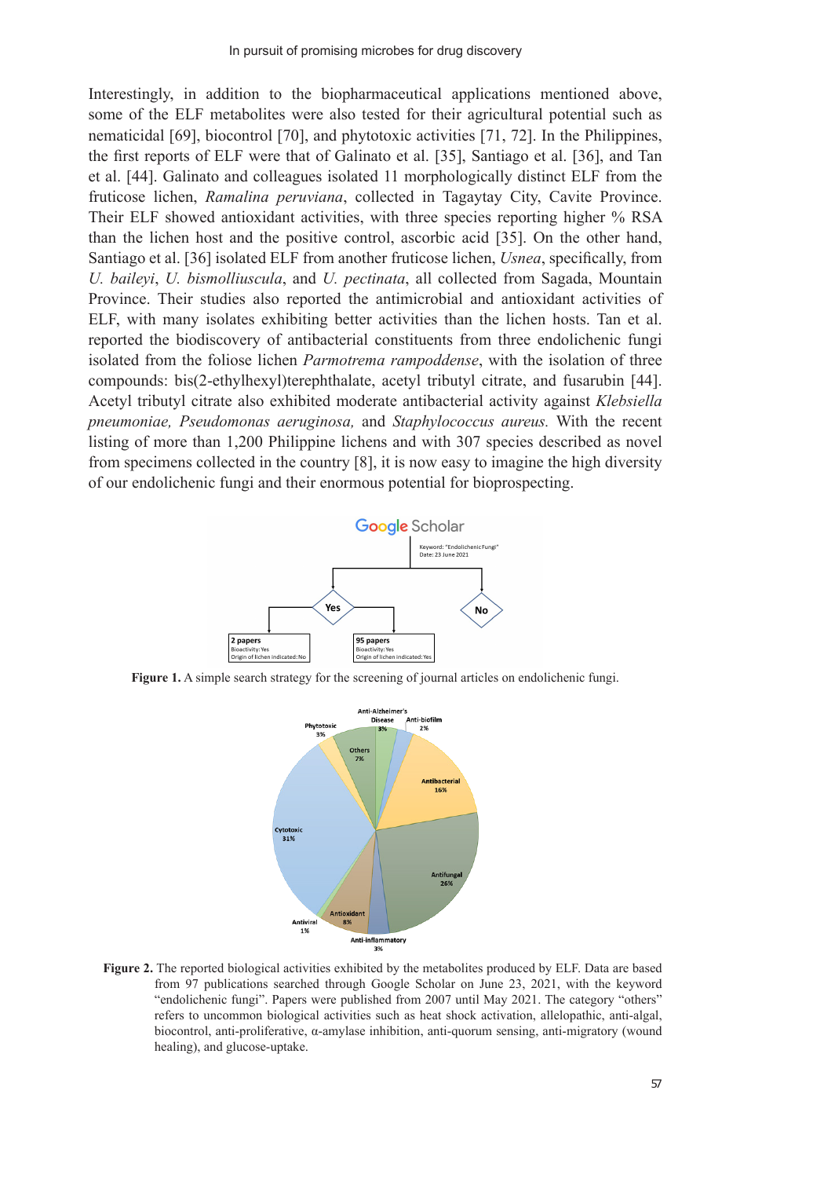Interestingly, in addition to the biopharmaceutical applications mentioned above, some of the ELF metabolites were also tested for their agricultural potential such as nematicidal [69], biocontrol [70], and phytotoxic activities [71, 72]. In the Philippines, the first reports of ELF were that of Galinato et al. [35], Santiago et al. [36], and Tan et al. [44]. Galinato and colleagues isolated 11 morphologically distinct ELF from the fruticose lichen, *Ramalina peruviana*, collected in Tagaytay City, Cavite Province. Their ELF showed antioxidant activities, with three species reporting higher % RSA than the lichen host and the positive control, ascorbic acid [35]. On the other hand, Santiago et al. [36] isolated ELF from another fruticose lichen, *Usnea*, specifically, from *U. baileyi*, *U. bismolliuscula*, and *U. pectinata*, all collected from Sagada, Mountain Province. Their studies also reported the antimicrobial and antioxidant activities of ELF, with many isolates exhibiting better activities than the lichen hosts. Tan et al. reported the biodiscovery of antibacterial constituents from three endolichenic fungi isolated from the foliose lichen *Parmotrema rampoddense*, with the isolation of three compounds: bis(2-ethylhexyl)terephthalate, acetyl tributyl citrate, and fusarubin [44]. Acetyl tributyl citrate also exhibited moderate antibacterial activity against *Klebsiella pneumoniae, Pseudomonas aeruginosa,* and *Staphylococcus aureus.* With the recent listing of more than 1,200 Philippine lichens and with 307 species described as novel from specimens collected in the country [8], it is now easy to imagine the high diversity of our endolichenic fungi and their enormous potential for bioprospecting.

**Figure 1.** A simple search strategy for the screening of journal articles on endolichenic fungi.

**Figure 2.** The reported biological activities exhibited by the metabolites produced by ELF. Data are based from 97 publications searched through Google Scholar on June 23, 2021, with the keyword "endolichenic fungi". Papers were published from 2007 until May 2021. The category "others" refers to uncommon biological activities such as heat shock activation, allelopathic, anti-algal, biocontrol, anti-proliferative, α-amylase inhibition, anti-quorum sensing, anti-migratory (wound healing), and glucose-uptake.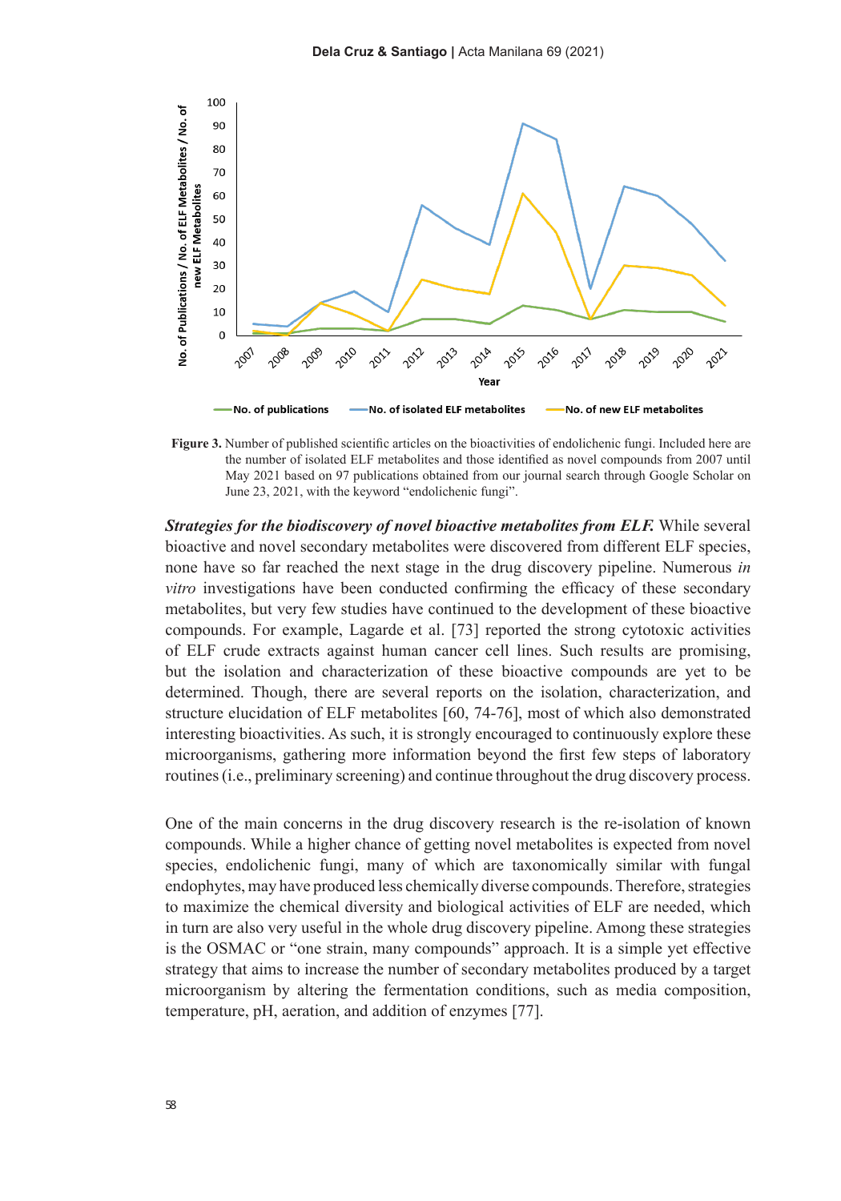**Figure 3.** Number of published scientific articles on the bioactivities of endolichenic fungi. Included here are the number of isolated ELF metabolites and those identified as novel compounds from 2007 until May 2021 based on 97 publications obtained from our journal search through Google Scholar on June 23, 2021, with the keyword "endolichenic fungi".

***Strategies for the biodiscovery of novel bioactive metabolites from ELF.*** While several bioactive and novel secondary metabolites were discovered from different ELF species, none have so far reached the next stage in the drug discovery pipeline. Numerous *in vitro* investigations have been conducted confirming the efficacy of these secondary metabolites, but very few studies have continued to the development of these bioactive compounds. For example, Lagarde et al. [73] reported the strong cytotoxic activities of ELF crude extracts against human cancer cell lines. Such results are promising, but the isolation and characterization of these bioactive compounds are yet to be determined. Though, there are several reports on the isolation, characterization, and structure elucidation of ELF metabolites [60, 74-76], most of which also demonstrated interesting bioactivities. As such, it is strongly encouraged to continuously explore these microorganisms, gathering more information beyond the first few steps of laboratory routines (i.e., preliminary screening) and continue throughout the drug discovery process.

One of the main concerns in the drug discovery research is the re-isolation of known compounds. While a higher chance of getting novel metabolites is expected from novel species, endolichenic fungi, many of which are taxonomically similar with fungal endophytes, may have produced less chemically diverse compounds. Therefore, strategies to maximize the chemical diversity and biological activities of ELF are needed, which in turn are also very useful in the whole drug discovery pipeline. Among these strategies is the OSMAC or "one strain, many compounds" approach. It is a simple yet effective strategy that aims to increase the number of secondary metabolites produced by a target microorganism by altering the fermentation conditions, such as media composition, temperature, pH, aeration, and addition of enzymes [77].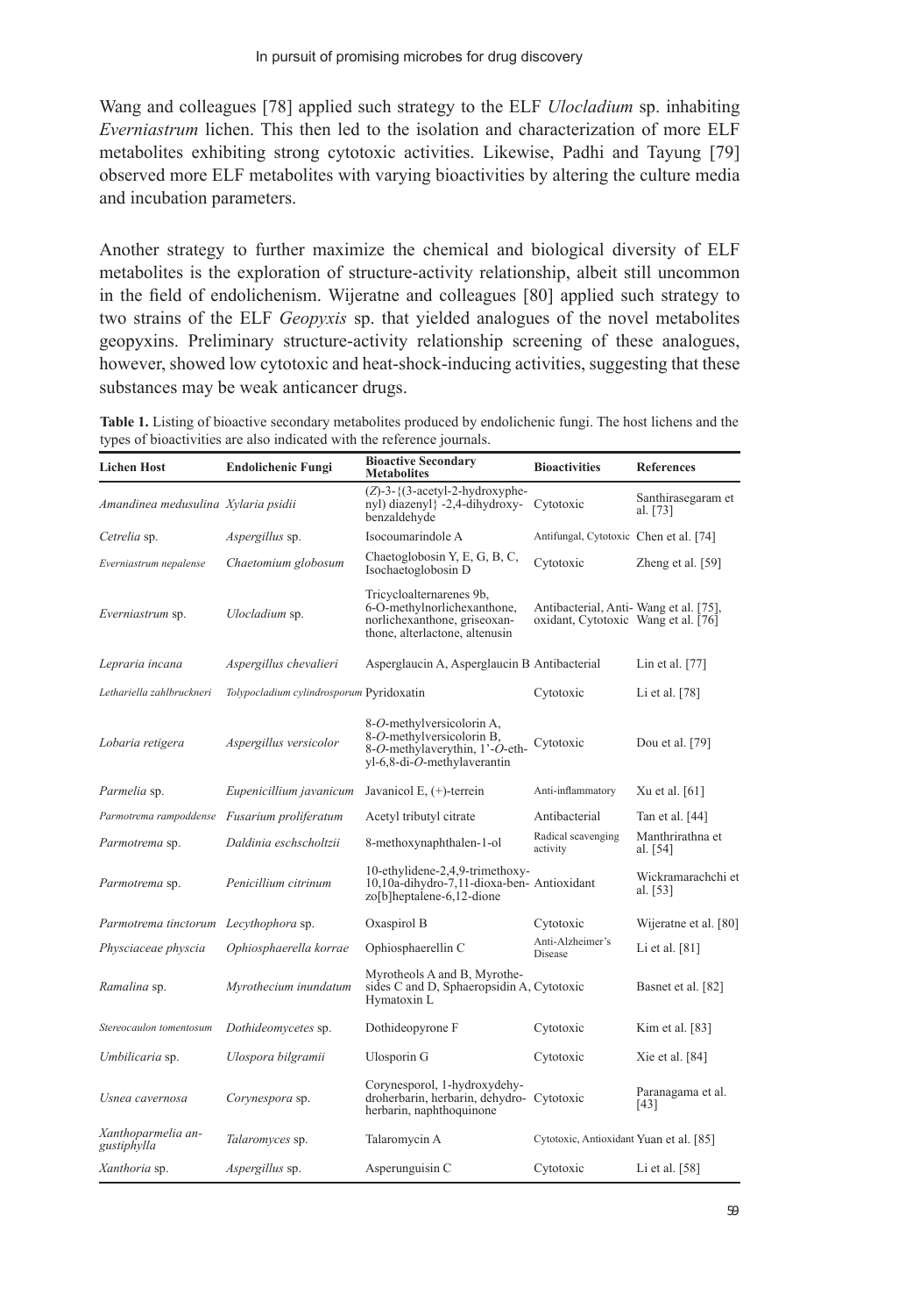Wang and colleagues [78] applied such strategy to the ELF *Ulocladium* sp. inhabiting *Everniastrum* lichen. This then led to the isolation and characterization of more ELF metabolites exhibiting strong cytotoxic activities. Likewise, Padhi and Tayung [79] observed more ELF metabolites with varying bioactivities by altering the culture media and incubation parameters.

Another strategy to further maximize the chemical and biological diversity of ELF metabolites is the exploration of structure-activity relationship, albeit still uncommon in the field of endolichenism. Wijeratne and colleagues [80] applied such strategy to two strains of the ELF *Geopyxis* sp. that yielded analogues of the novel metabolites geopyxins. Preliminary structure-activity relationship screening of these analogues, however, showed low cytotoxic and heat-shock-inducing activities, suggesting that these substances may be weak anticancer drugs.

**Table 1.** Listing of bioactive secondary metabolites produced by endolichenic fungi. The host lichens and the types of bioactivities are also indicated with the reference journals.

| Lichen Host | Endolichenic Fungi | Bioactive Secondary Metabolites | Bioactivities | References |
|---|---|---|---|---|
| *Amandinea medusulina* | *Xylaria psidii* | (*Z*)-3-{(3-acetyl-2-hydroxyphenyl) diazenyl} -2,4-dihydroxybenzaldehyde | Cytotoxic | Santhirasegaram et al. [73] |
| *Cetrelia* sp. | *Aspergillus* sp. | Isocoumarindole A | Antifungal, Cytotoxic | Chen et al. [74] |
| *Everniastrum nepalense* | *Chaetomium globosum* | Chaetoglobosin Y, E, G, B, C, Isochaetoglobosin D | Cytotoxic | Zheng et al. [59] |
| *Everniastrum* sp. | *Ulocladium* sp. | Tricycloalternarenes 9b, 6-O-methylnorlichexanthone, norlichexanthone, griseoxanthone, alterlactone, altenusin | Antibacterial, Anti-oxidant, Cytotoxic | Wang et al. [75], Wang et al. [76] |
| *Lepraria incana* | *Aspergillus chevalieri* | Asperglaucin A, Asperglaucin B | Antibacterial | Lin et al. [77] |
| *Lethariella zahlbruckneri* | *Tolypocladium cylindrosporum* | Pyridoxatin | Cytotoxic | Li et al. [78] |
| *Lobaria retigera* | *Aspergillus versicolor* | 8-*O*-methylversicolorin A, 8-*O*-methylversicolorin B, 8-*O*-methylaverythin, 1'-*O*-ethyl-6,8-di-*O*-methylaverantin | Cytotoxic | Dou et al. [79] |
| *Parmelia* sp. | *Eupenicillium javanicum* | Javanicol E, (+)-terrein | Anti-inflammatory | Xu et al. [61] |
| *Parmotrema rampoddense* | *Fusarium proliferatum* | Acetyl tributyl citrate | Antibacterial | Tan et al. [44] |
| *Parmotrema* sp. | *Daldinia eschscholtzii* | 8-methoxynaphthalen-1-ol | Radical scavenging activity | Manthrirathna et al. [54] |
| *Parmotrema* sp. | *Penicillium citrinum* | 10-ethylidene-2,4,9-trimethoxy-10,10a-dihydro-7,11-dioxa-benzo[b]heptalene-6,12-dione | Antioxidant | Wickramarachchi et al. [53] |
| *Parmotrema tinctorum* | *Lecythophora* sp. | Oxaspirol B | Cytotoxic | Wijeratne et al. [80] |
| *Physciaceae physcia* | *Ophiosphaerella korrae* | Ophiosphaerellin C | Anti-Alzheimer's Disease | Li et al. [81] |
| *Ramalina* sp. | *Myrothecium inundatum* | Myrotheols A and B, Myrothesides C and D, Sphaeropsidin A, Hymatoxin L | Cytotoxic | Basnet et al. [82] |
| *Stereocaulon tomentosum* | *Dothideomycetes* sp. | Dothideopyrone F | Cytotoxic | Kim et al. [83] |
| *Umbilicaria* sp. | *Ulospora bilgramii* | Ulosporin G | Cytotoxic | Xie et al. [84] |
| *Usnea cavernosa* | *Corynespora* sp. | Corynesporol, 1-hydroxydehydroherbarin, herbarin, dehydroherbarin, naphthoquinone | Cytotoxic | Paranagama et al. [43] |
| *Xanthoparmelia angustiphylla* | *Talaromyces* sp. | Talaromycin A | Cytotoxic, Antioxidant | Yuan et al. [85] |
| *Xanthoria* sp. | *Aspergillus* sp. | Asperunguisin C | Cytotoxic | Li et al. [58] |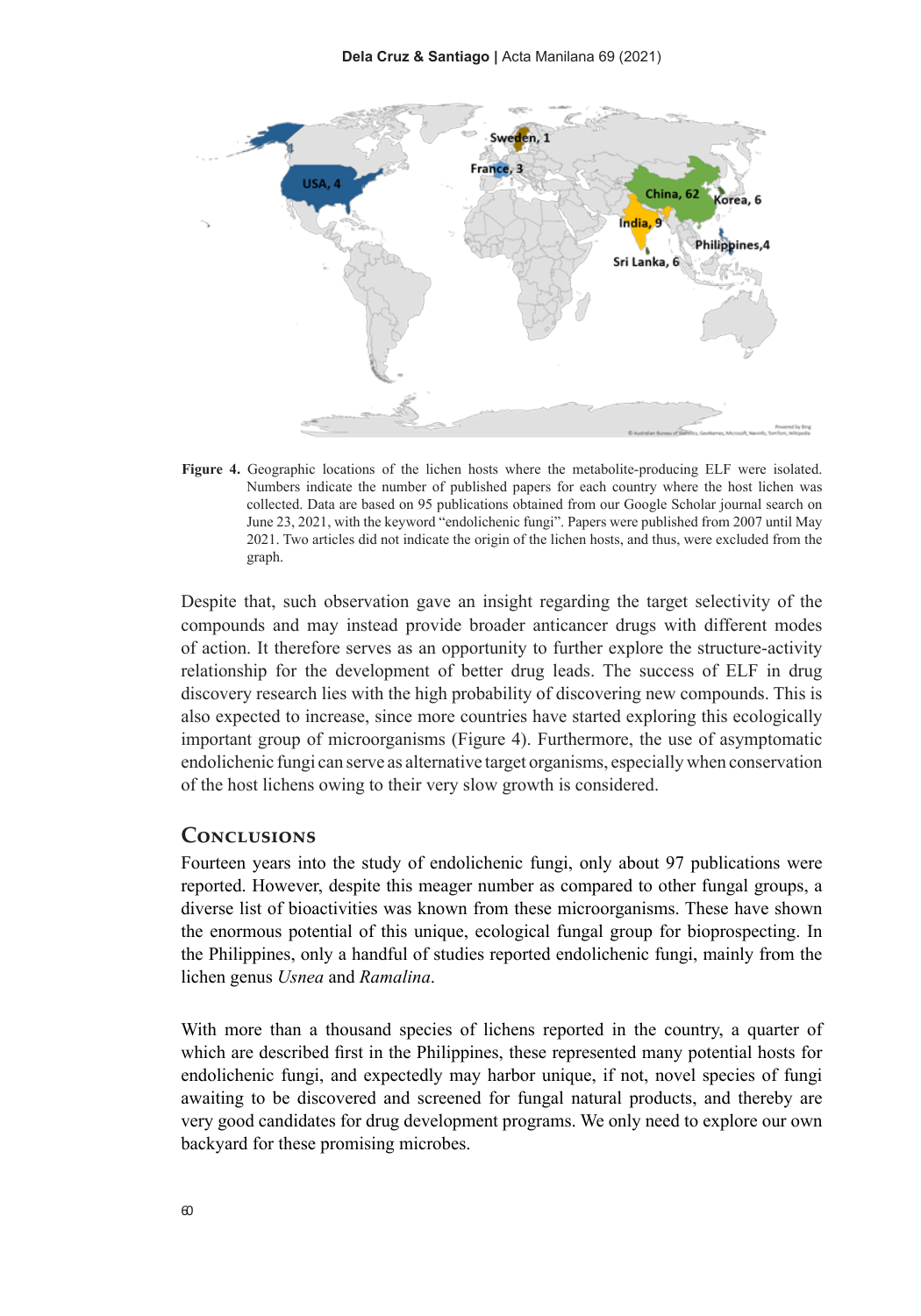**Figure 4.** Geographic locations of the lichen hosts where the metabolite-producing ELF were isolated. Numbers indicate the number of published papers for each country where the host lichen was collected. Data are based on 95 publications obtained from our Google Scholar journal search on June 23, 2021, with the keyword "endolichenic fungi". Papers were published from 2007 until May 2021. Two articles did not indicate the origin of the lichen hosts, and thus, were excluded from the graph.

Despite that, such observation gave an insight regarding the target selectivity of the compounds and may instead provide broader anticancer drugs with different modes of action. It therefore serves as an opportunity to further explore the structure-activity relationship for the development of better drug leads. The success of ELF in drug discovery research lies with the high probability of discovering new compounds. This is also expected to increase, since more countries have started exploring this ecologically important group of microorganisms (Figure 4). Furthermore, the use of asymptomatic endolichenic fungi can serve as alternative target organisms, especially when conservation of the host lichens owing to their very slow growth is considered.

## Conclusions

Fourteen years into the study of endolichenic fungi, only about 97 publications were reported. However, despite this meager number as compared to other fungal groups, a diverse list of bioactivities was known from these microorganisms. These have shown the enormous potential of this unique, ecological fungal group for bioprospecting. In the Philippines, only a handful of studies reported endolichenic fungi, mainly from the lichen genus *Usnea* and *Ramalina*.

With more than a thousand species of lichens reported in the country, a quarter of which are described first in the Philippines, these represented many potential hosts for endolichenic fungi, and expectedly may harbor unique, if not, novel species of fungi awaiting to be discovered and screened for fungal natural products, and thereby are very good candidates for drug development programs. We only need to explore our own backyard for these promising microbes.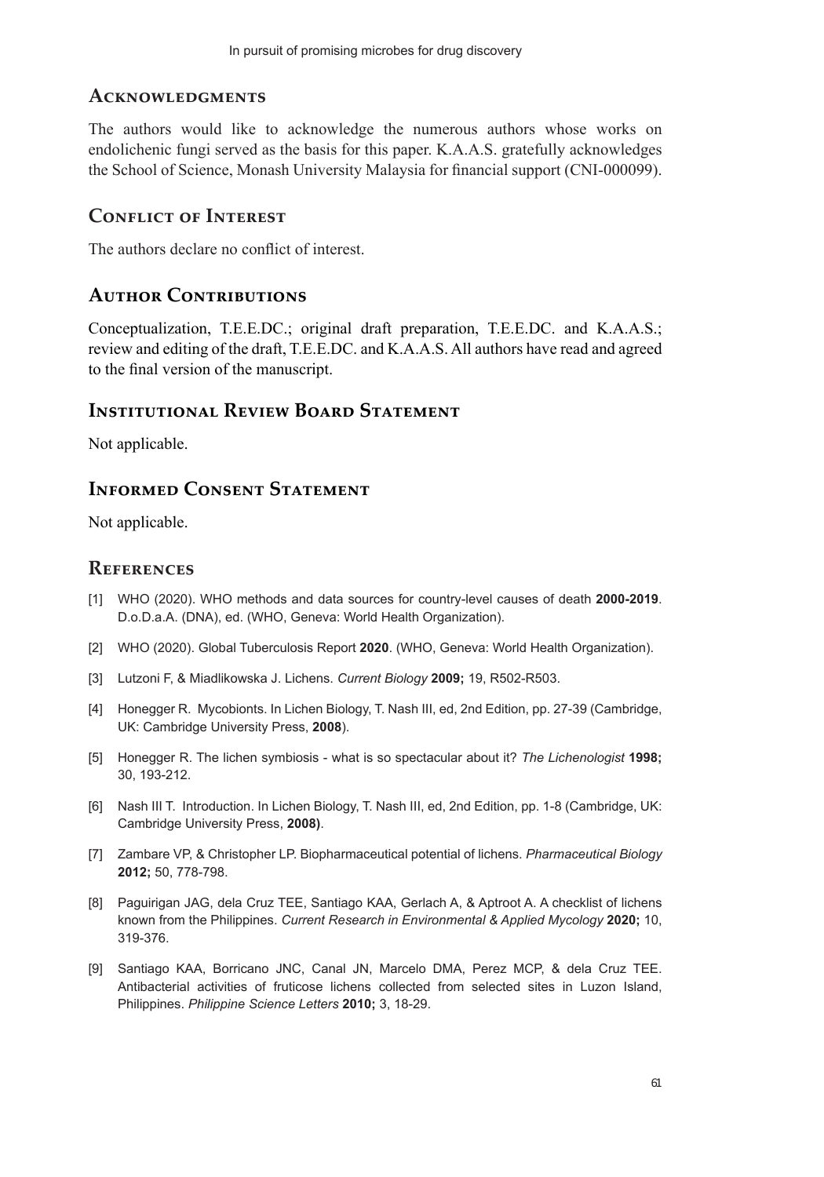## Acknowledgments

The authors would like to acknowledge the numerous authors whose works on endolichenic fungi served as the basis for this paper. K.A.A.S. gratefully acknowledges the School of Science, Monash University Malaysia for financial support (CNI-000099).

## Conflict of Interest

The authors declare no conflict of interest.

## Author Contributions

Conceptualization, T.E.E.DC.; original draft preparation, T.E.E.DC. and K.A.A.S.; review and editing of the draft, T.E.E.DC. and K.A.A.S. All authors have read and agreed to the final version of the manuscript.

## Institutional Review Board Statement

Not applicable.

## Informed Consent Statement

Not applicable.

## References

[1] WHO (2020). WHO methods and data sources for country-level causes of death **2000-2019**. D.o.D.a.A. (DNA), ed. (WHO, Geneva: World Health Organization).

[2] WHO (2020). Global Tuberculosis Report **2020**. (WHO, Geneva: World Health Organization).

[3] Lutzoni F, & Miadlikowska J. Lichens. *Current Biology* **2009;** 19, R502-R503.

[4] Honegger R. Mycobionts. In Lichen Biology, T. Nash III, ed, 2nd Edition, pp. 27-39 (Cambridge, UK: Cambridge University Press, **2008**).

[5] Honegger R. The lichen symbiosis - what is so spectacular about it? *The Lichenologist* **1998;** 30, 193-212.

[6] Nash III T. Introduction. In Lichen Biology, T. Nash III, ed, 2nd Edition, pp. 1-8 (Cambridge, UK: Cambridge University Press, **2008)**.

[7] Zambare VP, & Christopher LP. Biopharmaceutical potential of lichens. *Pharmaceutical Biology* **2012;** 50, 778-798.

[8] Paguirigan JAG, dela Cruz TEE, Santiago KAA, Gerlach A, & Aptroot A. A checklist of lichens known from the Philippines. *Current Research in Environmental & Applied Mycology* **2020;** 10, 319-376.

[9] Santiago KAA, Borricano JNC, Canal JN, Marcelo DMA, Perez MCP, & dela Cruz TEE. Antibacterial activities of fruticose lichens collected from selected sites in Luzon Island, Philippines. *Philippine Science Letters* **2010;** 3, 18-29.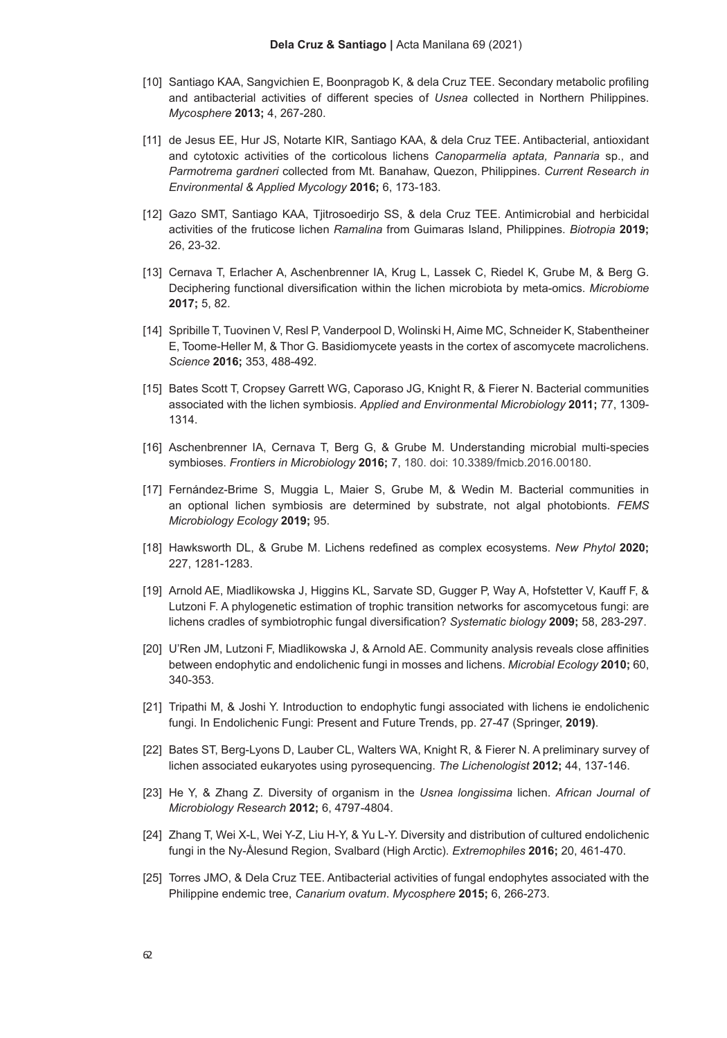[10] Santiago KAA, Sangvichien E, Boonpragob K, & dela Cruz TEE. Secondary metabolic profiling and antibacterial activities of different species of *Usnea* collected in Northern Philippines. *Mycosphere* **2013;** 4, 267-280.

[11] de Jesus EE, Hur JS, Notarte KIR, Santiago KAA, & dela Cruz TEE. Antibacterial, antioxidant and cytotoxic activities of the corticolous lichens *Canoparmelia aptata, Pannaria* sp., and *Parmotrema gardneri* collected from Mt. Banahaw, Quezon, Philippines. *Current Research in Environmental & Applied Mycology* **2016;** 6, 173-183.

[12] Gazo SMT, Santiago KAA, Tjitrosoedirjo SS, & dela Cruz TEE. Antimicrobial and herbicidal activities of the fruticose lichen *Ramalina* from Guimaras Island, Philippines. *Biotropia* **2019;** 26, 23-32.

[13] Cernava T, Erlacher A, Aschenbrenner IA, Krug L, Lassek C, Riedel K, Grube M, & Berg G. Deciphering functional diversification within the lichen microbiota by meta-omics. *Microbiome* **2017;** 5, 82.

[14] Spribille T, Tuovinen V, Resl P, Vanderpool D, Wolinski H, Aime MC, Schneider K, Stabentheiner E, Toome-Heller M, & Thor G. Basidiomycete yeasts in the cortex of ascomycete macrolichens. *Science* **2016;** 353, 488-492.

[15] Bates Scott T, Cropsey Garrett WG, Caporaso JG, Knight R, & Fierer N. Bacterial communities associated with the lichen symbiosis. *Applied and Environmental Microbiology* **2011;** 77, 1309-1314.

[16] Aschenbrenner IA, Cernava T, Berg G, & Grube M. Understanding microbial multi-species symbioses. *Frontiers in Microbiology* **2016;** 7, 180. doi: 10.3389/fmicb.2016.00180.

[17] Fernández-Brime S, Muggia L, Maier S, Grube M, & Wedin M. Bacterial communities in an optional lichen symbiosis are determined by substrate, not algal photobionts. *FEMS Microbiology Ecology* **2019;** 95.

[18] Hawksworth DL, & Grube M. Lichens redefined as complex ecosystems. *New Phytol* **2020;** 227, 1281-1283.

[19] Arnold AE, Miadlikowska J, Higgins KL, Sarvate SD, Gugger P, Way A, Hofstetter V, Kauff F, & Lutzoni F. A phylogenetic estimation of trophic transition networks for ascomycetous fungi: are lichens cradles of symbiotrophic fungal diversification? *Systematic biology* **2009;** 58, 283-297.

[20] U'Ren JM, Lutzoni F, Miadlikowska J, & Arnold AE. Community analysis reveals close affinities between endophytic and endolichenic fungi in mosses and lichens. *Microbial Ecology* **2010;** 60, 340-353.

[21] Tripathi M, & Joshi Y. Introduction to endophytic fungi associated with lichens ie endolichenic fungi. In Endolichenic Fungi: Present and Future Trends, pp. 27-47 (Springer, **2019)**.

[22] Bates ST, Berg-Lyons D, Lauber CL, Walters WA, Knight R, & Fierer N. A preliminary survey of lichen associated eukaryotes using pyrosequencing. *The Lichenologist* **2012;** 44, 137-146.

[23] He Y, & Zhang Z. Diversity of organism in the *Usnea longissima* lichen. *African Journal of Microbiology Research* **2012;** 6, 4797-4804.

[24] Zhang T, Wei X-L, Wei Y-Z, Liu H-Y, & Yu L-Y. Diversity and distribution of cultured endolichenic fungi in the Ny-Ålesund Region, Svalbard (High Arctic). *Extremophiles* **2016;** 20, 461-470.

[25] Torres JMO, & Dela Cruz TEE. Antibacterial activities of fungal endophytes associated with the Philippine endemic tree, *Canarium ovatum*. *Mycosphere* **2015;** 6, 266-273.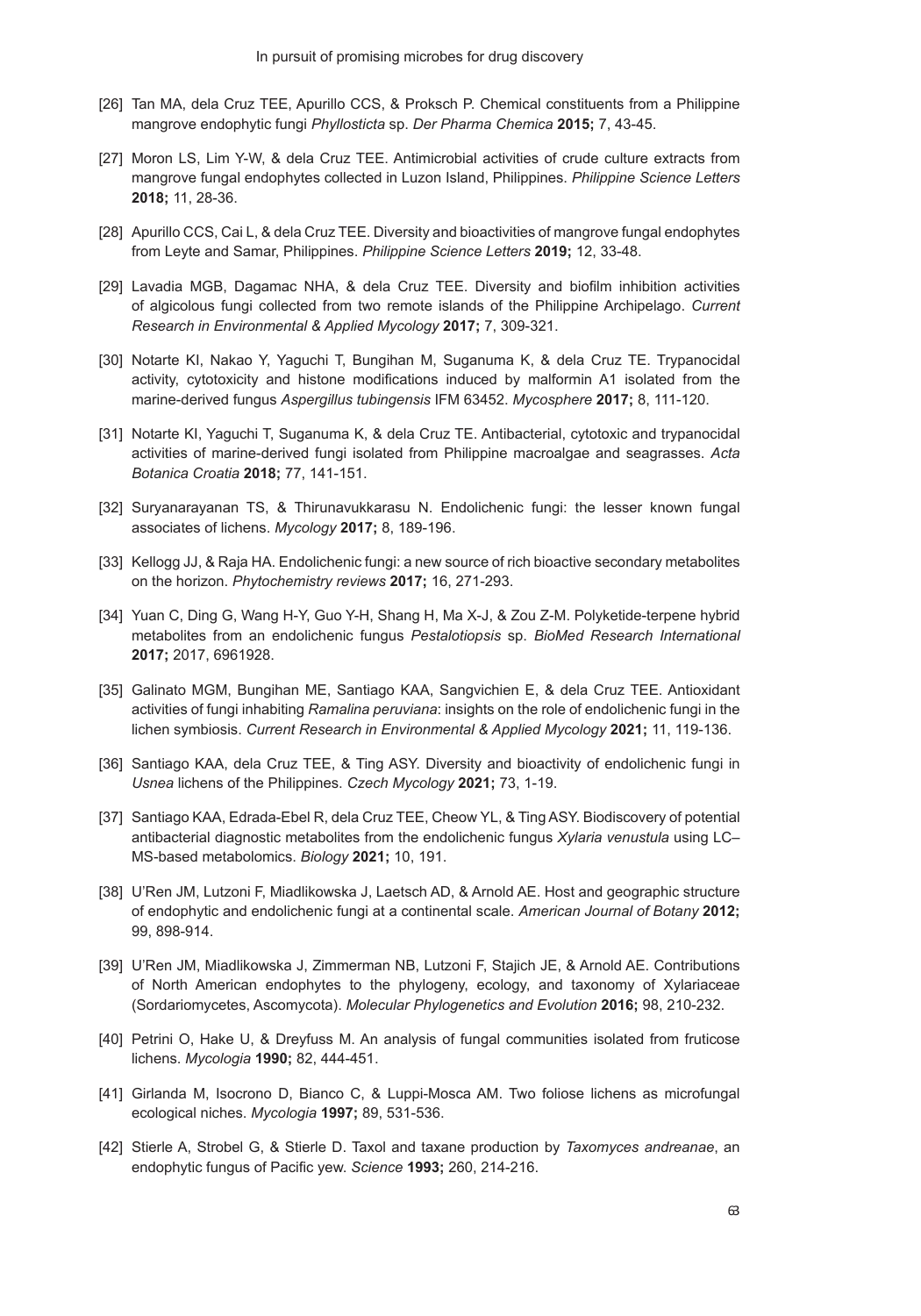[26] Tan MA, dela Cruz TEE, Apurillo CCS, & Proksch P. Chemical constituents from a Philippine mangrove endophytic fungi *Phyllosticta* sp. *Der Pharma Chemica* **2015;** 7, 43-45.

[27] Moron LS, Lim Y-W, & dela Cruz TEE. Antimicrobial activities of crude culture extracts from mangrove fungal endophytes collected in Luzon Island, Philippines. *Philippine Science Letters* **2018;** 11, 28-36.

[28] Apurillo CCS, Cai L, & dela Cruz TEE. Diversity and bioactivities of mangrove fungal endophytes from Leyte and Samar, Philippines. *Philippine Science Letters* **2019;** 12, 33-48.

[29] Lavadia MGB, Dagamac NHA, & dela Cruz TEE. Diversity and biofilm inhibition activities of algicolous fungi collected from two remote islands of the Philippine Archipelago. *Current Research in Environmental & Applied Mycology* **2017;** 7, 309-321.

[30] Notarte KI, Nakao Y, Yaguchi T, Bungihan M, Suganuma K, & dela Cruz TE. Trypanocidal activity, cytotoxicity and histone modifications induced by malformin A1 isolated from the marine-derived fungus *Aspergillus tubingensis* IFM 63452. *Mycosphere* **2017;** 8, 111-120.

[31] Notarte KI, Yaguchi T, Suganuma K, & dela Cruz TE. Antibacterial, cytotoxic and trypanocidal activities of marine-derived fungi isolated from Philippine macroalgae and seagrasses. *Acta Botanica Croatia* **2018;** 77, 141-151.

[32] Suryanarayanan TS, & Thirunavukkarasu N. Endolichenic fungi: the lesser known fungal associates of lichens. *Mycology* **2017;** 8, 189-196.

[33] Kellogg JJ, & Raja HA. Endolichenic fungi: a new source of rich bioactive secondary metabolites on the horizon. *Phytochemistry reviews* **2017;** 16, 271-293.

[34] Yuan C, Ding G, Wang H-Y, Guo Y-H, Shang H, Ma X-J, & Zou Z-M. Polyketide-terpene hybrid metabolites from an endolichenic fungus *Pestalotiopsis* sp. *BioMed Research International* **2017;** 2017, 6961928.

[35] Galinato MGM, Bungihan ME, Santiago KAA, Sangvichien E, & dela Cruz TEE. Antioxidant activities of fungi inhabiting *Ramalina peruviana*: insights on the role of endolichenic fungi in the lichen symbiosis. *Current Research in Environmental & Applied Mycology* **2021;** 11, 119-136.

[36] Santiago KAA, dela Cruz TEE, & Ting ASY. Diversity and bioactivity of endolichenic fungi in *Usnea* lichens of the Philippines. *Czech Mycology* **2021;** 73, 1-19.

[37] Santiago KAA, Edrada-Ebel R, dela Cruz TEE, Cheow YL, & Ting ASY. Biodiscovery of potential antibacterial diagnostic metabolites from the endolichenic fungus *Xylaria venustula* using LC–MS-based metabolomics. *Biology* **2021;** 10, 191.

[38] U'Ren JM, Lutzoni F, Miadlikowska J, Laetsch AD, & Arnold AE. Host and geographic structure of endophytic and endolichenic fungi at a continental scale. *American Journal of Botany* **2012;** 99, 898-914.

[39] U'Ren JM, Miadlikowska J, Zimmerman NB, Lutzoni F, Stajich JE, & Arnold AE. Contributions of North American endophytes to the phylogeny, ecology, and taxonomy of Xylariaceae (Sordariomycetes, Ascomycota). *Molecular Phylogenetics and Evolution* **2016;** 98, 210-232.

[40] Petrini O, Hake U, & Dreyfuss M. An analysis of fungal communities isolated from fruticose lichens. *Mycologia* **1990;** 82, 444-451.

[41] Girlanda M, Isocrono D, Bianco C, & Luppi-Mosca AM. Two foliose lichens as microfungal ecological niches. *Mycologia* **1997;** 89, 531-536.

[42] Stierle A, Strobel G, & Stierle D. Taxol and taxane production by *Taxomyces andreanae*, an endophytic fungus of Pacific yew. *Science* **1993;** 260, 214-216.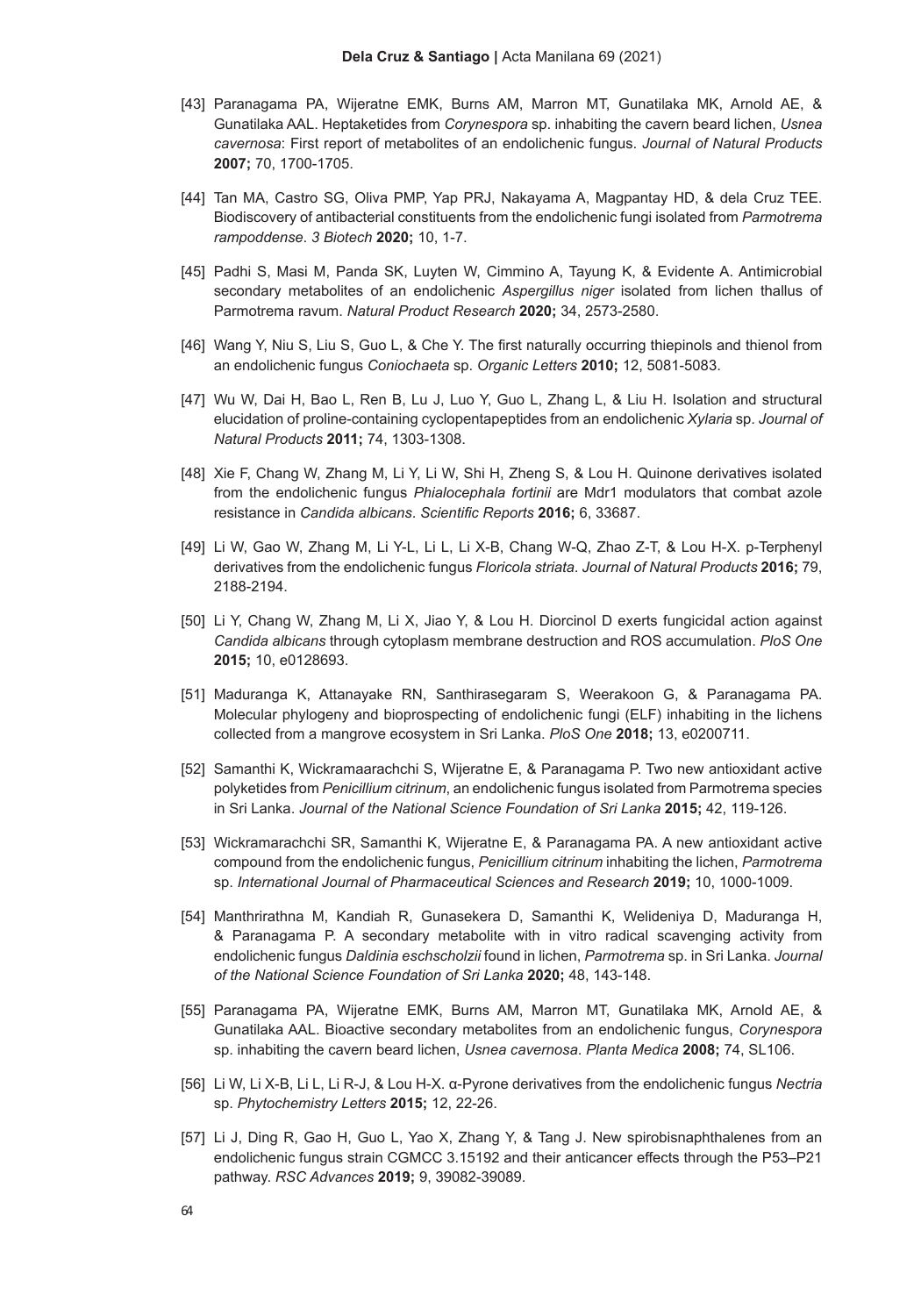[43] Paranagama PA, Wijeratne EMK, Burns AM, Marron MT, Gunatilaka MK, Arnold AE, & Gunatilaka AAL. Heptaketides from *Corynespora* sp. inhabiting the cavern beard lichen, *Usnea cavernosa*: First report of metabolites of an endolichenic fungus. *Journal of Natural Products* **2007;** 70, 1700-1705.

[44] Tan MA, Castro SG, Oliva PMP, Yap PRJ, Nakayama A, Magpantay HD, & dela Cruz TEE. Biodiscovery of antibacterial constituents from the endolichenic fungi isolated from *Parmotrema rampoddense*. *3 Biotech* **2020;** 10, 1-7.

[45] Padhi S, Masi M, Panda SK, Luyten W, Cimmino A, Tayung K, & Evidente A. Antimicrobial secondary metabolites of an endolichenic *Aspergillus niger* isolated from lichen thallus of Parmotrema ravum. *Natural Product Research* **2020;** 34, 2573-2580.

[46] Wang Y, Niu S, Liu S, Guo L, & Che Y. The first naturally occurring thiepinols and thienol from an endolichenic fungus *Coniochaeta* sp. *Organic Letters* **2010;** 12, 5081-5083.

[47] Wu W, Dai H, Bao L, Ren B, Lu J, Luo Y, Guo L, Zhang L, & Liu H. Isolation and structural elucidation of proline-containing cyclopentapeptides from an endolichenic *Xylaria* sp. *Journal of Natural Products* **2011;** 74, 1303-1308.

[48] Xie F, Chang W, Zhang M, Li Y, Li W, Shi H, Zheng S, & Lou H. Quinone derivatives isolated from the endolichenic fungus *Phialocephala fortinii* are Mdr1 modulators that combat azole resistance in *Candida albicans*. *Scientific Reports* **2016;** 6, 33687.

[49] Li W, Gao W, Zhang M, Li Y-L, Li L, Li X-B, Chang W-Q, Zhao Z-T, & Lou H-X. p-Terphenyl derivatives from the endolichenic fungus *Floricola striata*. *Journal of Natural Products* **2016;** 79, 2188-2194.

[50] Li Y, Chang W, Zhang M, Li X, Jiao Y, & Lou H. Diorcinol D exerts fungicidal action against *Candida albicans* through cytoplasm membrane destruction and ROS accumulation. *PloS One* **2015;** 10, e0128693.

[51] Maduranga K, Attanayake RN, Santhirasegaram S, Weerakoon G, & Paranagama PA. Molecular phylogeny and bioprospecting of endolichenic fungi (ELF) inhabiting in the lichens collected from a mangrove ecosystem in Sri Lanka. *PloS One* **2018;** 13, e0200711.

[52] Samanthi K, Wickramaarachchi S, Wijeratne E, & Paranagama P. Two new antioxidant active polyketides from *Penicillium citrinum*, an endolichenic fungus isolated from Parmotrema species in Sri Lanka. *Journal of the National Science Foundation of Sri Lanka* **2015;** 42, 119-126.

[53] Wickramarachchi SR, Samanthi K, Wijeratne E, & Paranagama PA. A new antioxidant active compound from the endolichenic fungus, *Penicillium citrinum* inhabiting the lichen, *Parmotrema* sp. *International Journal of Pharmaceutical Sciences and Research* **2019;** 10, 1000-1009.

[54] Manthrirathna M, Kandiah R, Gunasekera D, Samanthi K, Welideniya D, Maduranga H, & Paranagama P. A secondary metabolite with in vitro radical scavenging activity from endolichenic fungus *Daldinia eschscholzii* found in lichen, *Parmotrema* sp. in Sri Lanka. *Journal of the National Science Foundation of Sri Lanka* **2020;** 48, 143-148.

[55] Paranagama PA, Wijeratne EMK, Burns AM, Marron MT, Gunatilaka MK, Arnold AE, & Gunatilaka AAL. Bioactive secondary metabolites from an endolichenic fungus, *Corynespora* sp. inhabiting the cavern beard lichen, *Usnea cavernosa*. *Planta Medica* **2008;** 74, SL106.

[56] Li W, Li X-B, Li L, Li R-J, & Lou H-X. α-Pyrone derivatives from the endolichenic fungus *Nectria* sp. *Phytochemistry Letters* **2015;** 12, 22-26.

[57] Li J, Ding R, Gao H, Guo L, Yao X, Zhang Y, & Tang J. New spirobisnaphthalenes from an endolichenic fungus strain CGMCC 3.15192 and their anticancer effects through the P53–P21 pathway. *RSC Advances* **2019;** 9, 39082-39089.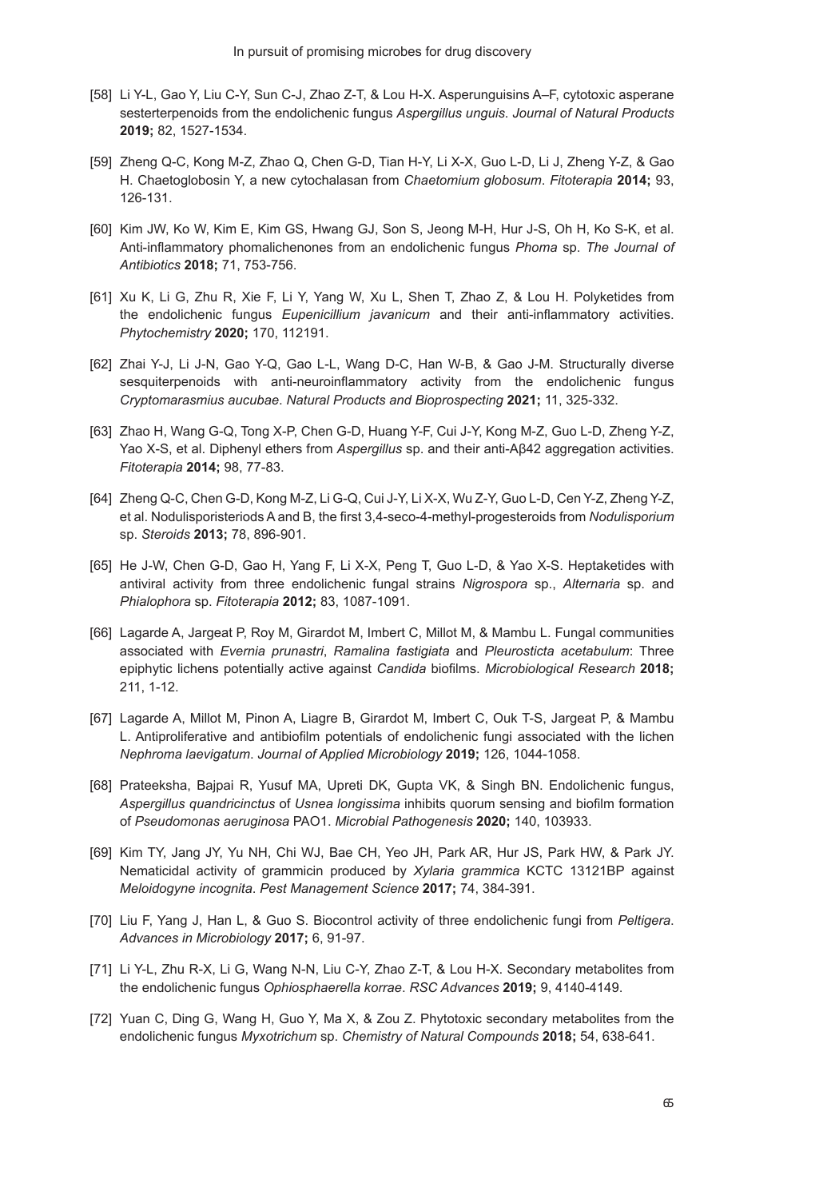[58] Li Y-L, Gao Y, Liu C-Y, Sun C-J, Zhao Z-T, & Lou H-X. Asperunguisins A–F, cytotoxic asperane sesterterpenoids from the endolichenic fungus *Aspergillus unguis*. *Journal of Natural Products* **2019;** 82, 1527-1534.

[59] Zheng Q-C, Kong M-Z, Zhao Q, Chen G-D, Tian H-Y, Li X-X, Guo L-D, Li J, Zheng Y-Z, & Gao H. Chaetoglobosin Y, a new cytochalasan from *Chaetomium globosum*. *Fitoterapia* **2014;** 93, 126-131.

[60] Kim JW, Ko W, Kim E, Kim GS, Hwang GJ, Son S, Jeong M-H, Hur J-S, Oh H, Ko S-K, et al. Anti-inflammatory phomalichenones from an endolichenic fungus *Phoma* sp. *The Journal of Antibiotics* **2018;** 71, 753-756.

[61] Xu K, Li G, Zhu R, Xie F, Li Y, Yang W, Xu L, Shen T, Zhao Z, & Lou H. Polyketides from the endolichenic fungus *Eupenicillium javanicum* and their anti-inflammatory activities. *Phytochemistry* **2020;** 170, 112191.

[62] Zhai Y-J, Li J-N, Gao Y-Q, Gao L-L, Wang D-C, Han W-B, & Gao J-M. Structurally diverse sesquiterpenoids with anti-neuroinflammatory activity from the endolichenic fungus *Cryptomarasmius aucubae*. *Natural Products and Bioprospecting* **2021;** 11, 325-332.

[63] Zhao H, Wang G-Q, Tong X-P, Chen G-D, Huang Y-F, Cui J-Y, Kong M-Z, Guo L-D, Zheng Y-Z, Yao X-S, et al. Diphenyl ethers from *Aspergillus* sp. and their anti-Aβ42 aggregation activities. *Fitoterapia* **2014;** 98, 77-83.

[64] Zheng Q-C, Chen G-D, Kong M-Z, Li G-Q, Cui J-Y, Li X-X, Wu Z-Y, Guo L-D, Cen Y-Z, Zheng Y-Z, et al. Nodulisporisteriods A and B, the first 3,4-seco-4-methyl-progesteroids from *Nodulisporium* sp. *Steroids* **2013;** 78, 896-901.

[65] He J-W, Chen G-D, Gao H, Yang F, Li X-X, Peng T, Guo L-D, & Yao X-S. Heptaketides with antiviral activity from three endolichenic fungal strains *Nigrospora* sp., *Alternaria* sp. and *Phialophora* sp. *Fitoterapia* **2012;** 83, 1087-1091.

[66] Lagarde A, Jargeat P, Roy M, Girardot M, Imbert C, Millot M, & Mambu L. Fungal communities associated with *Evernia prunastri*, *Ramalina fastigiata* and *Pleurosticta acetabulum*: Three epiphytic lichens potentially active against *Candida* biofilms. *Microbiological Research* **2018;** 211, 1-12.

[67] Lagarde A, Millot M, Pinon A, Liagre B, Girardot M, Imbert C, Ouk T-S, Jargeat P, & Mambu L. Antiproliferative and antibiofilm potentials of endolichenic fungi associated with the lichen *Nephroma laevigatum*. *Journal of Applied Microbiology* **2019;** 126, 1044-1058.

[68] Prateeksha, Bajpai R, Yusuf MA, Upreti DK, Gupta VK, & Singh BN. Endolichenic fungus, *Aspergillus quandricinctus* of *Usnea longissima* inhibits quorum sensing and biofilm formation of *Pseudomonas aeruginosa* PAO1. *Microbial Pathogenesis* **2020;** 140, 103933.

[69] Kim TY, Jang JY, Yu NH, Chi WJ, Bae CH, Yeo JH, Park AR, Hur JS, Park HW, & Park JY. Nematicidal activity of grammicin produced by *Xylaria grammica* KCTC 13121BP against *Meloidogyne incognita*. *Pest Management Science* **2017;** 74, 384-391.

[70] Liu F, Yang J, Han L, & Guo S. Biocontrol activity of three endolichenic fungi from *Peltigera*. *Advances in Microbiology* **2017;** 6, 91-97.

[71] Li Y-L, Zhu R-X, Li G, Wang N-N, Liu C-Y, Zhao Z-T, & Lou H-X. Secondary metabolites from the endolichenic fungus *Ophiosphaerella korrae*. *RSC Advances* **2019;** 9, 4140-4149.

[72] Yuan C, Ding G, Wang H, Guo Y, Ma X, & Zou Z. Phytotoxic secondary metabolites from the endolichenic fungus *Myxotrichum* sp. *Chemistry of Natural Compounds* **2018;** 54, 638-641.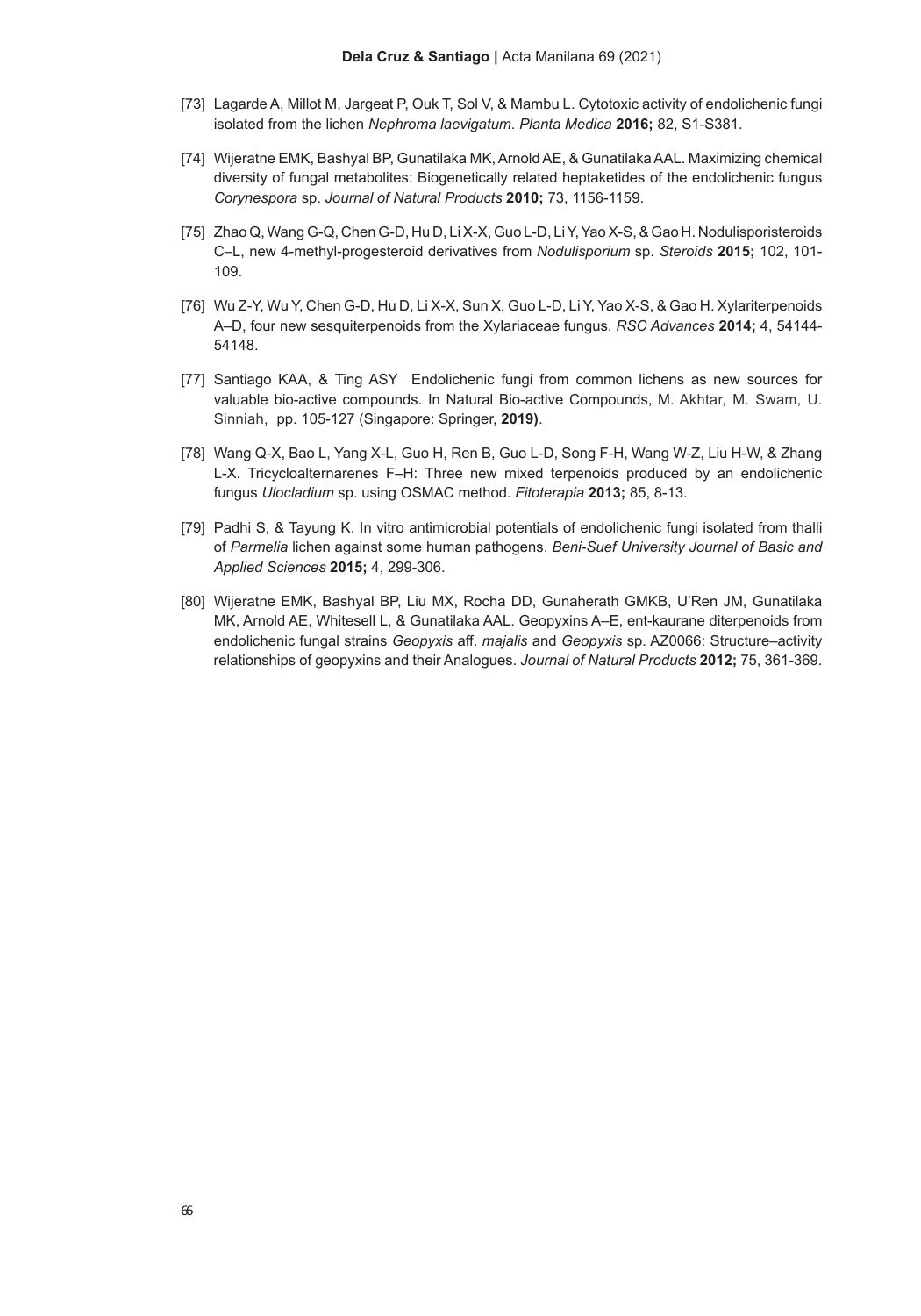[73] Lagarde A, Millot M, Jargeat P, Ouk T, Sol V, & Mambu L. Cytotoxic activity of endolichenic fungi isolated from the lichen *Nephroma laevigatum*. *Planta Medica* **2016;** 82, S1-S381.

[74] Wijeratne EMK, Bashyal BP, Gunatilaka MK, Arnold AE, & Gunatilaka AAL. Maximizing chemical diversity of fungal metabolites: Biogenetically related heptaketides of the endolichenic fungus *Corynespora* sp. *Journal of Natural Products* **2010;** 73, 1156-1159.

[75] Zhao Q, Wang G-Q, Chen G-D, Hu D, Li X-X, Guo L-D, Li Y, Yao X-S, & Gao H. Nodulisporisteroids C–L, new 4-methyl-progesteroid derivatives from *Nodulisporium* sp. *Steroids* **2015;** 102, 101-109.

[76] Wu Z-Y, Wu Y, Chen G-D, Hu D, Li X-X, Sun X, Guo L-D, Li Y, Yao X-S, & Gao H. Xylariterpenoids A–D, four new sesquiterpenoids from the Xylariaceae fungus. *RSC Advances* **2014;** 4, 54144-54148.

[77] Santiago KAA, & Ting ASY Endolichenic fungi from common lichens as new sources for valuable bio-active compounds. In Natural Bio-active Compounds, M. Akhtar, M. Swam, U. Sinniah, pp. 105-127 (Singapore: Springer, **2019)**.

[78] Wang Q-X, Bao L, Yang X-L, Guo H, Ren B, Guo L-D, Song F-H, Wang W-Z, Liu H-W, & Zhang L-X. Tricycloalternarenes F–H: Three new mixed terpenoids produced by an endolichenic fungus *Ulocladium* sp. using OSMAC method. *Fitoterapia* **2013;** 85, 8-13.

[79] Padhi S, & Tayung K. In vitro antimicrobial potentials of endolichenic fungi isolated from thalli of *Parmelia* lichen against some human pathogens. *Beni-Suef University Journal of Basic and Applied Sciences* **2015;** 4, 299-306.

[80] Wijeratne EMK, Bashyal BP, Liu MX, Rocha DD, Gunaherath GMKB, U'Ren JM, Gunatilaka MK, Arnold AE, Whitesell L, & Gunatilaka AAL. Geopyxins A–E, ent-kaurane diterpenoids from endolichenic fungal strains *Geopyxis* aff. *majalis* and *Geopyxis* sp. AZ0066: Structure–activity relationships of geopyxins and their Analogues. *Journal of Natural Products* **2012;** 75, 361-369.